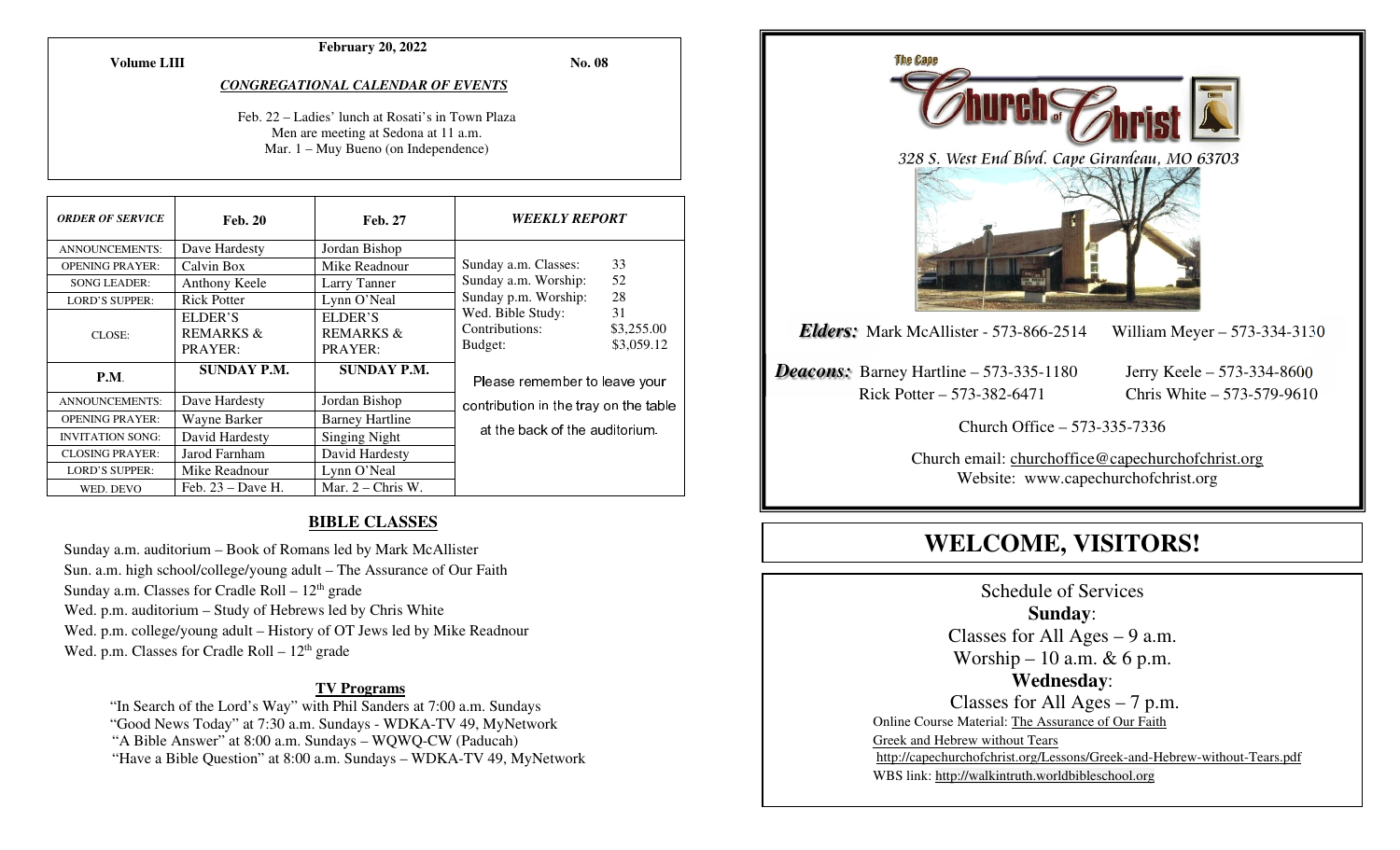**February 20, 2022**

**Volume LIII** **No. 08**

***CONGREGATIONAL CALENDAR OF EVENTS***

Feb. 22 – Ladies' lunch at Rosati's in Town Plaza
Men are meeting at Sedona at 11 a.m.
Mar. 1 – Muy Bueno (on Independence)

| *ORDER OF SERVICE* | **Feb. 20** | **Feb. 27** |
|---|---|---|
| ANNOUNCEMENTS: | Dave Hardesty | Jordan Bishop |
| OPENING PRAYER: | Calvin Box | Mike Readnour |
| SONG LEADER: | Anthony Keele | Larry Tanner |
| LORD'S SUPPER: | Rick Potter | Lynn O'Neal |
| CLOSE: | ELDER'S REMARKS & PRAYER: | ELDER'S REMARKS & PRAYER: |
| **P.M.** | **SUNDAY P.M.** | **SUNDAY P.M.** |
| ANNOUNCEMENTS: | Dave Hardesty | Jordan Bishop |
| OPENING PRAYER: | Wayne Barker | Barney Hartline |
| INVITATION SONG: | David Hardesty | Singing Night |
| CLOSING PRAYER: | Jarod Farnham | David Hardesty |
| LORD'S SUPPER: | Mike Readnour | Lynn O'Neal |
| WED. DEVO | Feb. 23 – Dave H. | Mar. 2 – Chris W. |

***WEEKLY REPORT***

| | |
|---|---|
| Sunday a.m. Classes: | 33 |
| Sunday a.m. Worship: | 52 |
| Sunday p.m. Worship: | 28 |
| Wed. Bible Study: | 31 |
| Contributions: | $3,255.00 |
| Budget: | $3,059.12 |

Please remember to leave your contribution in the tray on the table at the back of the auditorium.

## BIBLE CLASSES

Sunday a.m. auditorium – Book of Romans led by Mark McAllister
Sun. a.m. high school/college/young adult – The Assurance of Our Faith
Sunday a.m. Classes for Cradle Roll – 12th grade
Wed. p.m. auditorium – Study of Hebrews led by Chris White
Wed. p.m. college/young adult – History of OT Jews led by Mike Readnour
Wed. p.m. Classes for Cradle Roll – 12th grade

### TV Programs

"In Search of the Lord's Way" with Phil Sanders at 7:00 a.m. Sundays
"Good News Today" at 7:30 a.m. Sundays - WDKA-TV 49, MyNetwork
"A Bible Answer" at 8:00 a.m. Sundays – WQWQ-CW (Paducah)
"Have a Bible Question" at 8:00 a.m. Sundays – WDKA-TV 49, MyNetwork

The Cape Church of Christ

328 S. West End Blvd. Cape Girardeau, MO 63703

***Elders:*** Mark McAllister - 573-866-2514 William Meyer – 573-334-3130

***Deacons:*** Barney Hartline – 573-335-1180 Jerry Keele – 573-334-8600
Rick Potter – 573-382-6471 Chris White – 573-579-9610

Church Office – 573-335-7336

Church email: churchoffice@capechurchofchrist.org
Website: www.capechurchofchrist.org

# WELCOME, VISITORS!

Schedule of Services

**Sunday**:
Classes for All Ages – 9 a.m.
Worship – 10 a.m. & 6 p.m.

**Wednesday**:
Classes for All Ages – 7 p.m.

Online Course Material: The Assurance of Our Faith
Greek and Hebrew without Tears
http://capechurchofchrist.org/Lessons/Greek-and-Hebrew-without-Tears.pdf
WBS link: http://walkintruth.worldbibleschool.org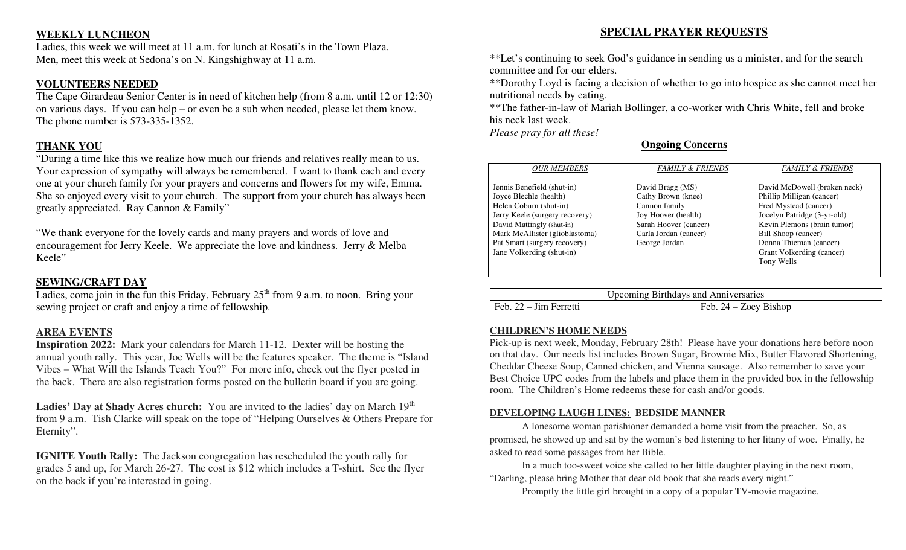## WEEKLY LUNCHEON

Ladies, this week we will meet at 11 a.m. for lunch at Rosati's in the Town Plaza.
Men, meet this week at Sedona's on N. Kingshighway at 11 a.m.

## VOLUNTEERS NEEDED

The Cape Girardeau Senior Center is in need of kitchen help (from 8 a.m. until 12 or 12:30) on various days. If you can help – or even be a sub when needed, please let them know. The phone number is 573-335-1352.

## THANK YOU

"During a time like this we realize how much our friends and relatives really mean to us. Your expression of sympathy will always be remembered. I want to thank each and every one at your church family for your prayers and concerns and flowers for my wife, Emma. She so enjoyed every visit to your church. The support from your church has always been greatly appreciated. Ray Cannon & Family"

"We thank everyone for the lovely cards and many prayers and words of love and encouragement for Jerry Keele. We appreciate the love and kindness. Jerry & Melba Keele"

## SEWING/CRAFT DAY

Ladies, come join in the fun this Friday, February 25th from 9 a.m. to noon. Bring your sewing project or craft and enjoy a time of fellowship.

## AREA EVENTS

**Inspiration 2022:** Mark your calendars for March 11-12. Dexter will be hosting the annual youth rally. This year, Joe Wells will be the features speaker. The theme is "Island Vibes – What Will the Islands Teach You?" For more info, check out the flyer posted in the back. There are also registration forms posted on the bulletin board if you are going.

**Ladies' Day at Shady Acres church:** You are invited to the ladies' day on March 19th from 9 a.m. Tish Clarke will speak on the tope of "Helping Ourselves & Others Prepare for Eternity".

**IGNITE Youth Rally:** The Jackson congregation has rescheduled the youth rally for grades 5 and up, for March 26-27. The cost is $12 which includes a T-shirt. See the flyer on the back if you're interested in going.

## SPECIAL PRAYER REQUESTS

**Let's continuing to seek God's guidance in sending us a minister, and for the search committee and for our elders.
**Dorothy Loyd is facing a decision of whether to go into hospice as she cannot meet her nutritional needs by eating.
**The father-in-law of Mariah Bollinger, a co-worker with Chris White, fell and broke his neck last week.
*Please pray for all these!*

### Ongoing Concerns

| *OUR MEMBERS* | *FAMILY & FRIENDS* | *FAMILY & FRIENDS* |
|---|---|---|
| Jennis Benefield (shut-in) | David Bragg (MS) | David McDowell (broken neck) |
| Joyce Blechle (health) | Cathy Brown (knee) | Phillip Milligan (cancer) |
| Helen Coburn (shut-in) | Cannon family | Fred Mystead (cancer) |
| Jerry Keele (surgery recovery) | Joy Hoover (health) | Jocelyn Patridge (3-yr-old) |
| David Mattingly (shut-in) | Sarah Hoover (cancer) | Kevin Plemons (brain tumor) |
| Mark McAllister (glioblastoma) | Carla Jordan (cancer) | Bill Shoop (cancer) |
| Pat Smart (surgery recovery) | George Jordan | Donna Thieman (cancer) |
| Jane Volkerding (shut-in) | | Grant Volkerding (cancer) |
| | | Tony Wells |

| Upcoming Birthdays and Anniversaries | |
|---|---|
| Feb. 22 – Jim Ferretti | Feb. 24 – Zoey Bishop |

## CHILDREN'S HOME NEEDS

Pick-up is next week, Monday, February 28th! Please have your donations here before noon on that day. Our needs list includes Brown Sugar, Brownie Mix, Butter Flavored Shortening, Cheddar Cheese Soup, Canned chicken, and Vienna sausage. Also remember to save your Best Choice UPC codes from the labels and place them in the provided box in the fellowship room. The Children's Home redeems these for cash and/or goods.

## DEVELOPING LAUGH LINES: BEDSIDE MANNER

A lonesome woman parishioner demanded a home visit from the preacher. So, as promised, he showed up and sat by the woman's bed listening to her litany of woe. Finally, he asked to read some passages from her Bible.

In a much too-sweet voice she called to her little daughter playing in the next room, "Darling, please bring Mother that dear old book that she reads every night."

Promptly the little girl brought in a copy of a popular TV-movie magazine.